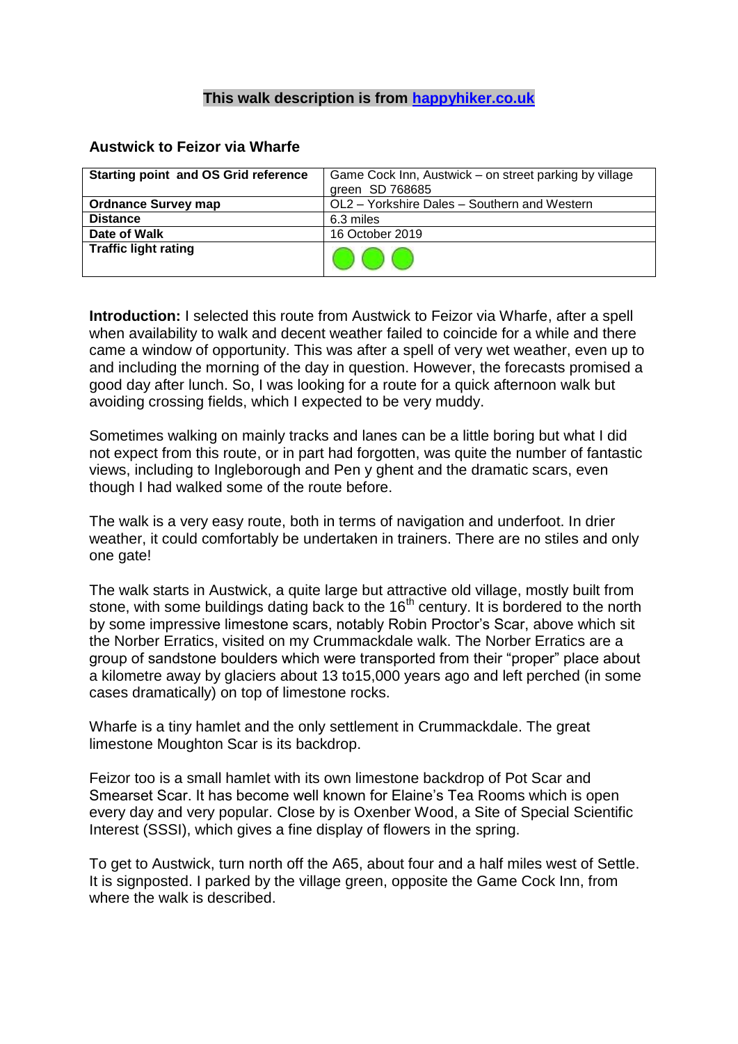**This walk description is from [happyhiker.co.uk](happyhiker.co.uk)**

## Austwick to Feizor via Wharfe

| **Starting point and OS Grid reference** | Game Cock Inn, Austwick – on street parking by village green SD 768685 |
|---|---|
| **Ordnance Survey map** | OL2 – Yorkshire Dales – Southern and Western |
| **Distance** | 6.3 miles |
| **Date of Walk** | 16 October 2019 |
| **Traffic light rating** | ● ● ● |

**Introduction:** I selected this route from Austwick to Feizor via Wharfe, after a spell when availability to walk and decent weather failed to coincide for a while and there came a window of opportunity. This was after a spell of very wet weather, even up to and including the morning of the day in question. However, the forecasts promised a good day after lunch. So, I was looking for a route for a quick afternoon walk but avoiding crossing fields, which I expected to be very muddy.

Sometimes walking on mainly tracks and lanes can be a little boring but what I did not expect from this route, or in part had forgotten, was quite the number of fantastic views, including Ingleborough and Pen y ghent and the dramatic scars, even though I had walked some of the route before.

The walk is a very easy route, both in terms of navigation and underfoot. In drier weather, it could comfortably be undertaken in trainers. There are no stiles and only one gate!

The walk starts in Austwick, a quite large but attractive old village, mostly built from stone, with some buildings dating back to the 16th century. It is bordered to the north by some impressive limestone scars, notably Robin Proctor's Scar, above which sit the Norber Erratics, visited on my Crummackdale walk. The Norber Erratics are a group of sandstone boulders which were transported from their "proper" place about a kilometre away by glaciers about 13 to15,000 years ago and left perched (in some cases dramatically) on top of limestone rocks.

Wharfe is a tiny hamlet and the only settlement in Crummackdale. The great limestone Moughton Scar is its backdrop.

Feizor too is a small hamlet with its own limestone backdrop of Pot Scar and Smearset Scar. It has become well known for Elaine's Tea Rooms which is open every day and very popular. Close by is Oxenber Wood, a Site of Special Scientific Interest (SSSI), which gives a fine display of flowers in the spring.

To get to Austwick, turn north off the A65, about four and a half miles west of Settle. It is signposted. I parked by the village green, opposite the Game Cock Inn, from where the walk is described.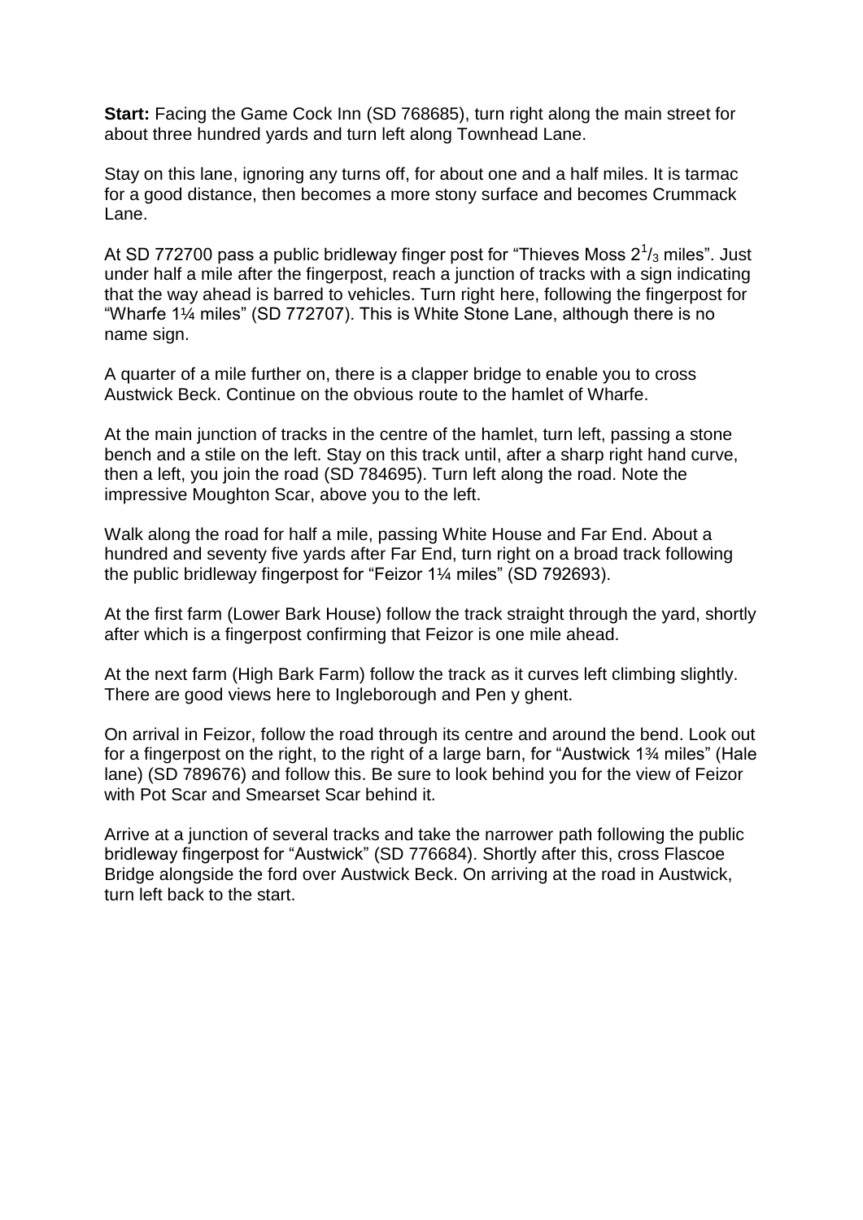**Start:** Facing the Game Cock Inn (SD 768685), turn right along the main street for about three hundred yards and turn left along Townhead Lane.

Stay on this lane, ignoring any turns off, for about one and a half miles. It is tarmac for a good distance, then becomes a more stony surface and becomes Crummack Lane.

At SD 772700 pass a public bridleway finger post for "Thieves Moss $2^1/_3$ miles". Just under half a mile after the fingerpost, reach a junction of tracks with a sign indicating that the way ahead is barred to vehicles. Turn right here, following the fingerpost for "Wharfe 1¼ miles" (SD 772707). This is White Stone Lane, although there is no name sign.

A quarter of a mile further on, there is a clapper bridge to enable you to cross Austwick Beck. Continue on the obvious route to the hamlet of Wharfe.

At the main junction of tracks in the centre of the hamlet, turn left, passing a stone bench and a stile on the left. Stay on this track until, after a sharp right hand curve, then a left, you join the road (SD 784695). Turn left along the road. Note the impressive Moughton Scar, above you to the left.

Walk along the road for half a mile, passing White House and Far End. About a hundred and seventy five yards after Far End, turn right on a broad track following the public bridleway fingerpost for "Feizor 1¼ miles" (SD 792693).

At the first farm (Lower Bark House) follow the track straight through the yard, shortly after which is a fingerpost confirming that Feizor is one mile ahead.

At the next farm (High Bark Farm) follow the track as it curves left climbing slightly. There are good views here to Ingleborough and Pen y ghent.

On arrival in Feizor, follow the road through its centre and around the bend. Look out for a fingerpost on the right, to the right of a large barn, for "Austwick 1¾ miles" (Hale lane) (SD 789676) and follow this. Be sure to look behind you for the view of Feizor with Pot Scar and Smearset Scar behind it.

Arrive at a junction of several tracks and take the narrower path following the public bridleway fingerpost for "Austwick" (SD 776684). Shortly after this, cross Flascoe Bridge alongside the ford over Austwick Beck. On arriving at the road in Austwick, turn left back to the start.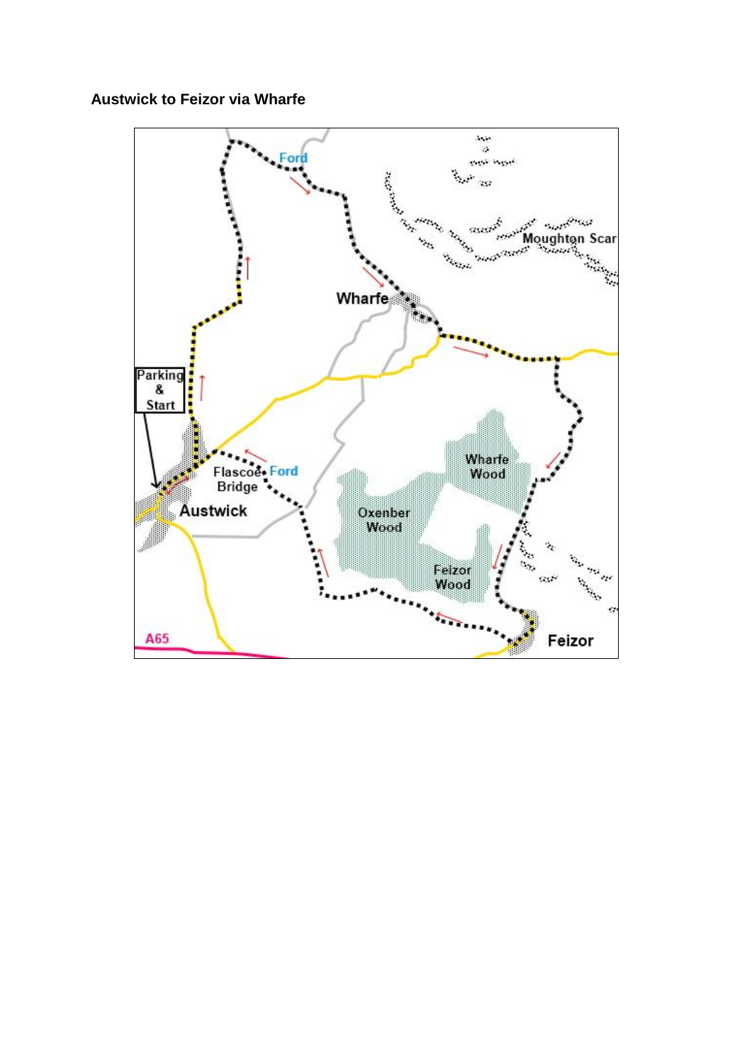**Austwick to Feizor via Wharfe**

Ford

Moughton Scar

Wharfe

Parking
&
Start

Wharfe Wood

Flascoe Bridge

Ford

Austwick

Oxenber Wood

Feizor Wood

A65

Feizor